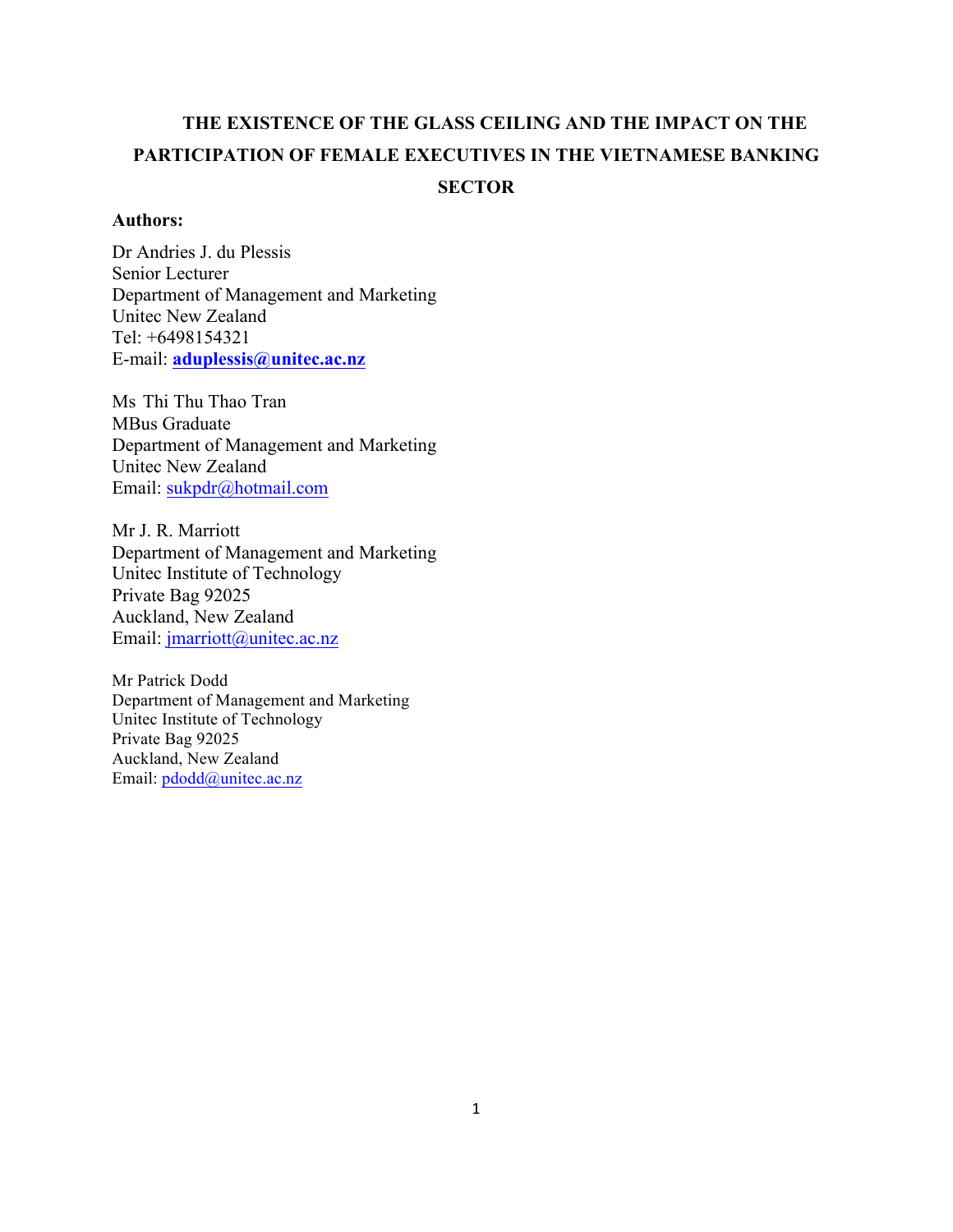# THE EXISTENCE OF THE GLASS CEILING AND THE IMPACT ON THE PARTICIPATION OF FEMALE EXECUTIVES IN THE VIETNAMESE BANKING SECTOR

**Authors:**

Dr Andries J. du Plessis
Senior Lecturer
Department of Management and Marketing
Unitec New Zealand
Tel: +6498154321
E-mail: **aduplessis@unitec.ac.nz**

Ms Thi Thu Thao Tran
MBus Graduate
Department of Management and Marketing
Unitec New Zealand
Email: sukpdr@hotmail.com

Mr J. R. Marriott
Department of Management and Marketing
Unitec Institute of Technology
Private Bag 92025
Auckland, New Zealand
Email: jmarriott@unitec.ac.nz

Mr Patrick Dodd
Department of Management and Marketing
Unitec Institute of Technology
Private Bag 92025
Auckland, New Zealand
Email: pdodd@unitec.ac.nz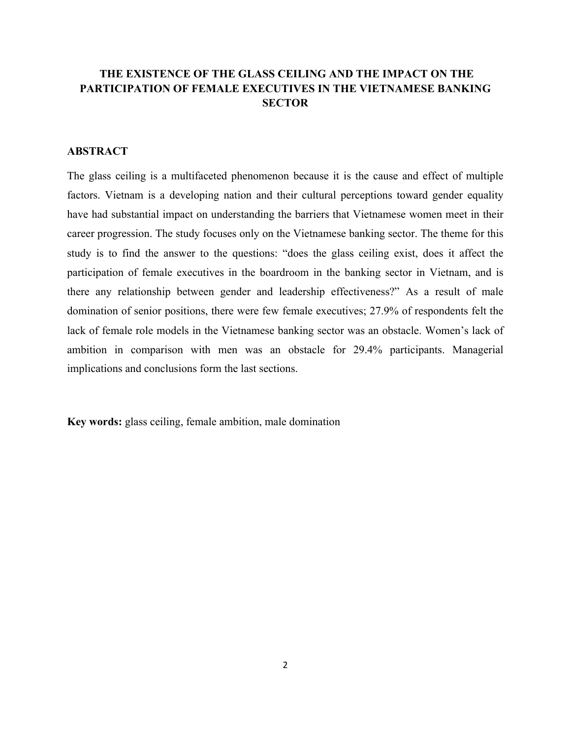# THE EXISTENCE OF THE GLASS CEILING AND THE IMPACT ON THE PARTICIPATION OF FEMALE EXECUTIVES IN THE VIETNAMESE BANKING SECTOR

## ABSTRACT

The glass ceiling is a multifaceted phenomenon because it is the cause and effect of multiple factors. Vietnam is a developing nation and their cultural perceptions toward gender equality have had substantial impact on understanding the barriers that Vietnamese women meet in their career progression. The study focuses only on the Vietnamese banking sector. The theme for this study is to find the answer to the questions: "does the glass ceiling exist, does it affect the participation of female executives in the boardroom in the banking sector in Vietnam, and is there any relationship between gender and leadership effectiveness?" As a result of male domination of senior positions, there were few female executives; 27.9% of respondents felt the lack of female role models in the Vietnamese banking sector was an obstacle. Women's lack of ambition in comparison with men was an obstacle for 29.4% participants. Managerial implications and conclusions form the last sections.

**Key words:** glass ceiling, female ambition, male domination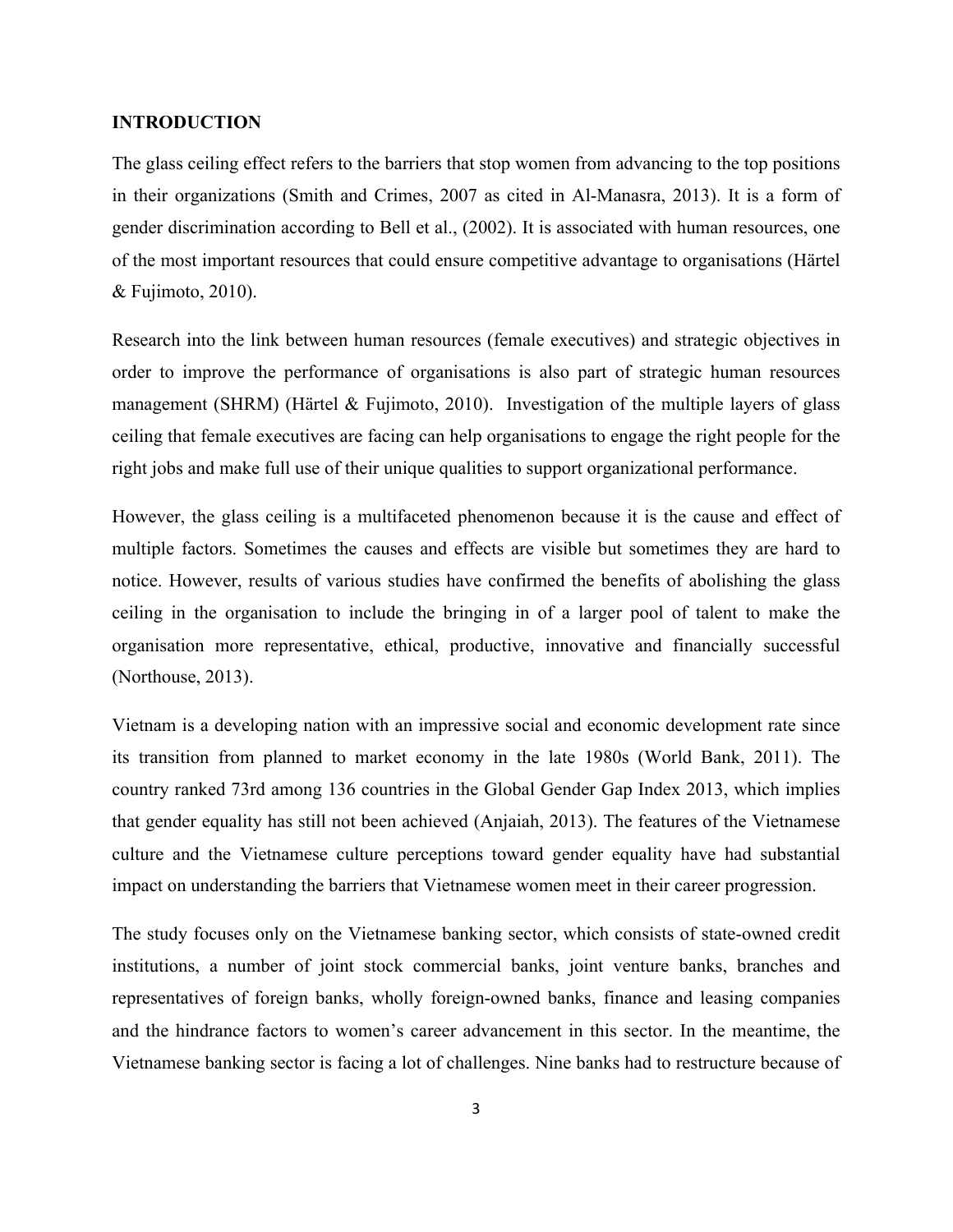**INTRODUCTION**

The glass ceiling effect refers to the barriers that stop women from advancing to the top positions in their organizations (Smith and Crimes, 2007 as cited in Al-Manasra, 2013). It is a form of gender discrimination according to Bell et al., (2002). It is associated with human resources, one of the most important resources that could ensure competitive advantage to organisations (Härtel & Fujimoto, 2010).

Research into the link between human resources (female executives) and strategic objectives in order to improve the performance of organisations is also part of strategic human resources management (SHRM) (Härtel & Fujimoto, 2010). Investigation of the multiple layers of glass ceiling that female executives are facing can help organisations to engage the right people for the right jobs and make full use of their unique qualities to support organizational performance.

However, the glass ceiling is a multifaceted phenomenon because it is the cause and effect of multiple factors. Sometimes the causes and effects are visible but sometimes they are hard to notice. However, results of various studies have confirmed the benefits of abolishing the glass ceiling in the organisation to include the bringing in of a larger pool of talent to make the organisation more representative, ethical, productive, innovative and financially successful (Northouse, 2013).

Vietnam is a developing nation with an impressive social and economic development rate since its transition from planned to market economy in the late 1980s (World Bank, 2011). The country ranked 73rd among 136 countries in the Global Gender Gap Index 2013, which implies that gender equality has still not been achieved (Anjaiah, 2013). The features of the Vietnamese culture and the Vietnamese culture perceptions toward gender equality have had substantial impact on understanding the barriers that Vietnamese women meet in their career progression.

The study focuses only on the Vietnamese banking sector, which consists of state-owned credit institutions, a number of joint stock commercial banks, joint venture banks, branches and representatives of foreign banks, wholly foreign-owned banks, finance and leasing companies and the hindrance factors to women's career advancement in this sector. In the meantime, the Vietnamese banking sector is facing a lot of challenges. Nine banks had to restructure because of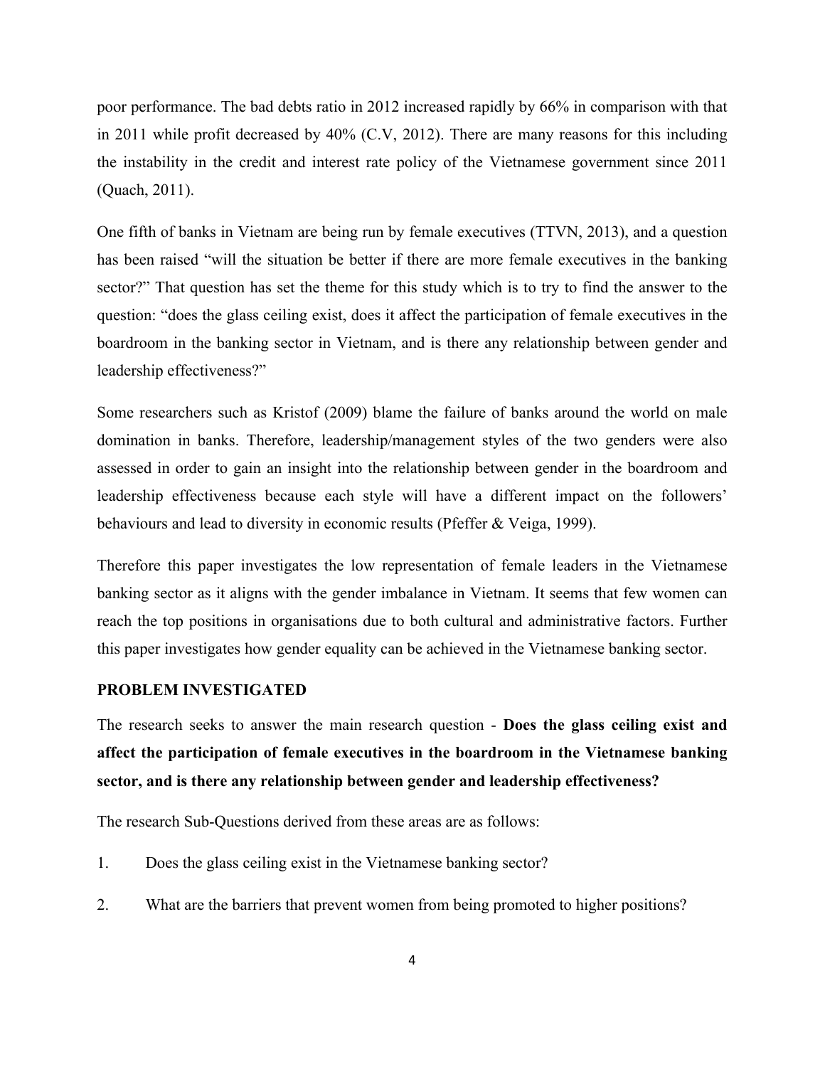poor performance. The bad debts ratio in 2012 increased rapidly by 66% in comparison with that in 2011 while profit decreased by 40% (C.V, 2012). There are many reasons for this including the instability in the credit and interest rate policy of the Vietnamese government since 2011 (Quach, 2011).

One fifth of banks in Vietnam are being run by female executives (TTVN, 2013), and a question has been raised "will the situation be better if there are more female executives in the banking sector?" That question has set the theme for this study which is to try to find the answer to the question: "does the glass ceiling exist, does it affect the participation of female executives in the boardroom in the banking sector in Vietnam, and is there any relationship between gender and leadership effectiveness?"

Some researchers such as Kristof (2009) blame the failure of banks around the world on male domination in banks. Therefore, leadership/management styles of the two genders were also assessed in order to gain an insight into the relationship between gender in the boardroom and leadership effectiveness because each style will have a different impact on the followers' behaviours and lead to diversity in economic results (Pfeffer & Veiga, 1999).

Therefore this paper investigates the low representation of female leaders in the Vietnamese banking sector as it aligns with the gender imbalance in Vietnam. It seems that few women can reach the top positions in organisations due to both cultural and administrative factors. Further this paper investigates how gender equality can be achieved in the Vietnamese banking sector.

## PROBLEM INVESTIGATED

The research seeks to answer the main research question - **Does the glass ceiling exist and affect the participation of female executives in the boardroom in the Vietnamese banking sector, and is there any relationship between gender and leadership effectiveness?**

The research Sub-Questions derived from these areas are as follows:

1. Does the glass ceiling exist in the Vietnamese banking sector?
2. What are the barriers that prevent women from being promoted to higher positions?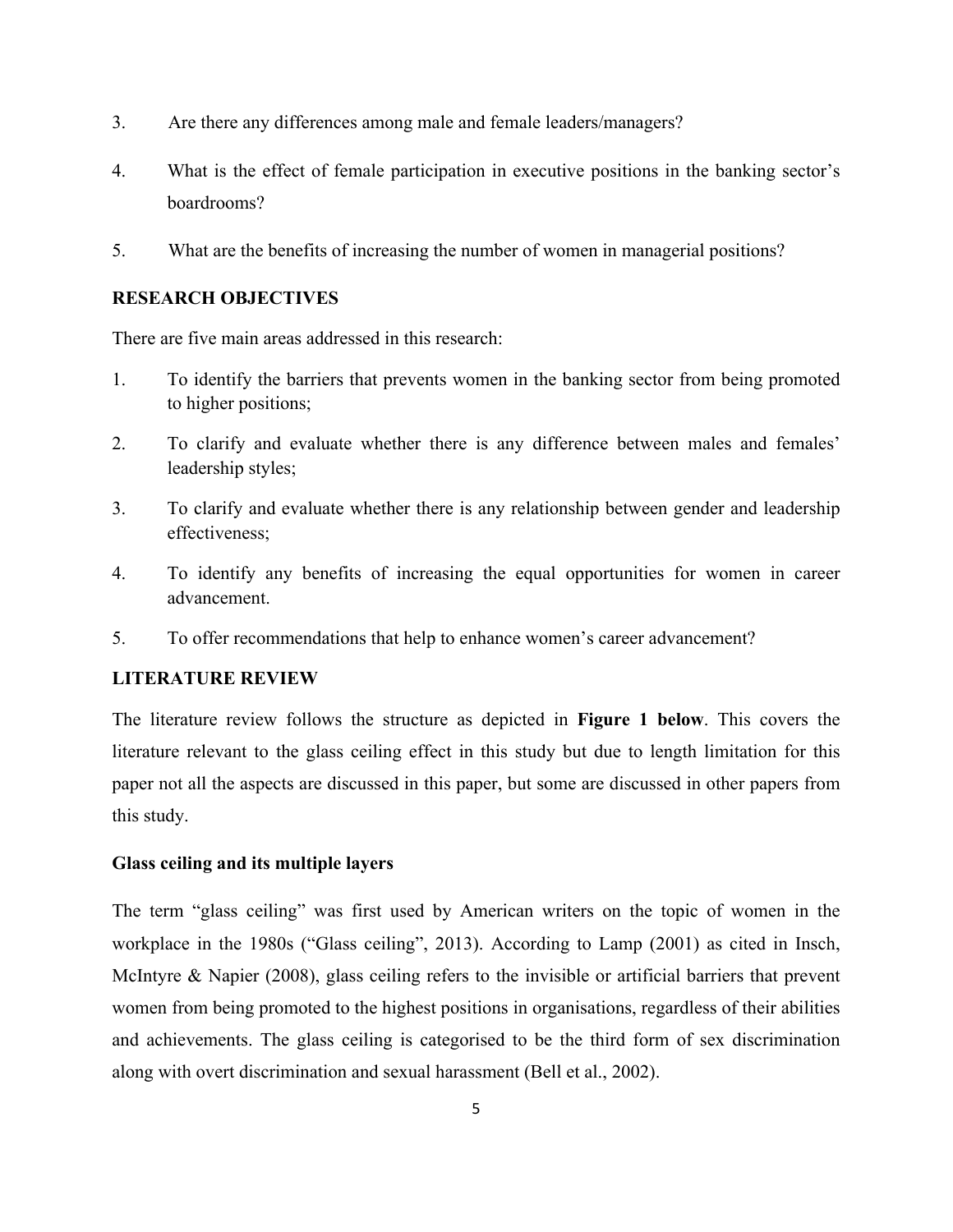3. Are there any differences among male and female leaders/managers?

4. What is the effect of female participation in executive positions in the banking sector's boardrooms?

5. What are the benefits of increasing the number of women in managerial positions?

## RESEARCH OBJECTIVES

There are five main areas addressed in this research:

1. To identify the barriers that prevents women in the banking sector from being promoted to higher positions;
2. To clarify and evaluate whether there is any difference between males and females' leadership styles;
3. To clarify and evaluate whether there is any relationship between gender and leadership effectiveness;
4. To identify any benefits of increasing the equal opportunities for women in career advancement.
5. To offer recommendations that help to enhance women's career advancement?

## LITERATURE REVIEW

The literature review follows the structure as depicted in **Figure 1 below**. This covers the literature relevant to the glass ceiling effect in this study but due to length limitation for this paper not all the aspects are discussed in this paper, but some are discussed in other papers from this study.

### Glass ceiling and its multiple layers

The term "glass ceiling" was first used by American writers on the topic of women in the workplace in the 1980s ("Glass ceiling", 2013). According to Lamp (2001) as cited in Insch, McIntyre & Napier (2008), glass ceiling refers to the invisible or artificial barriers that prevent women from being promoted to the highest positions in organisations, regardless of their abilities and achievements. The glass ceiling is categorised to be the third form of sex discrimination along with overt discrimination and sexual harassment (Bell et al., 2002).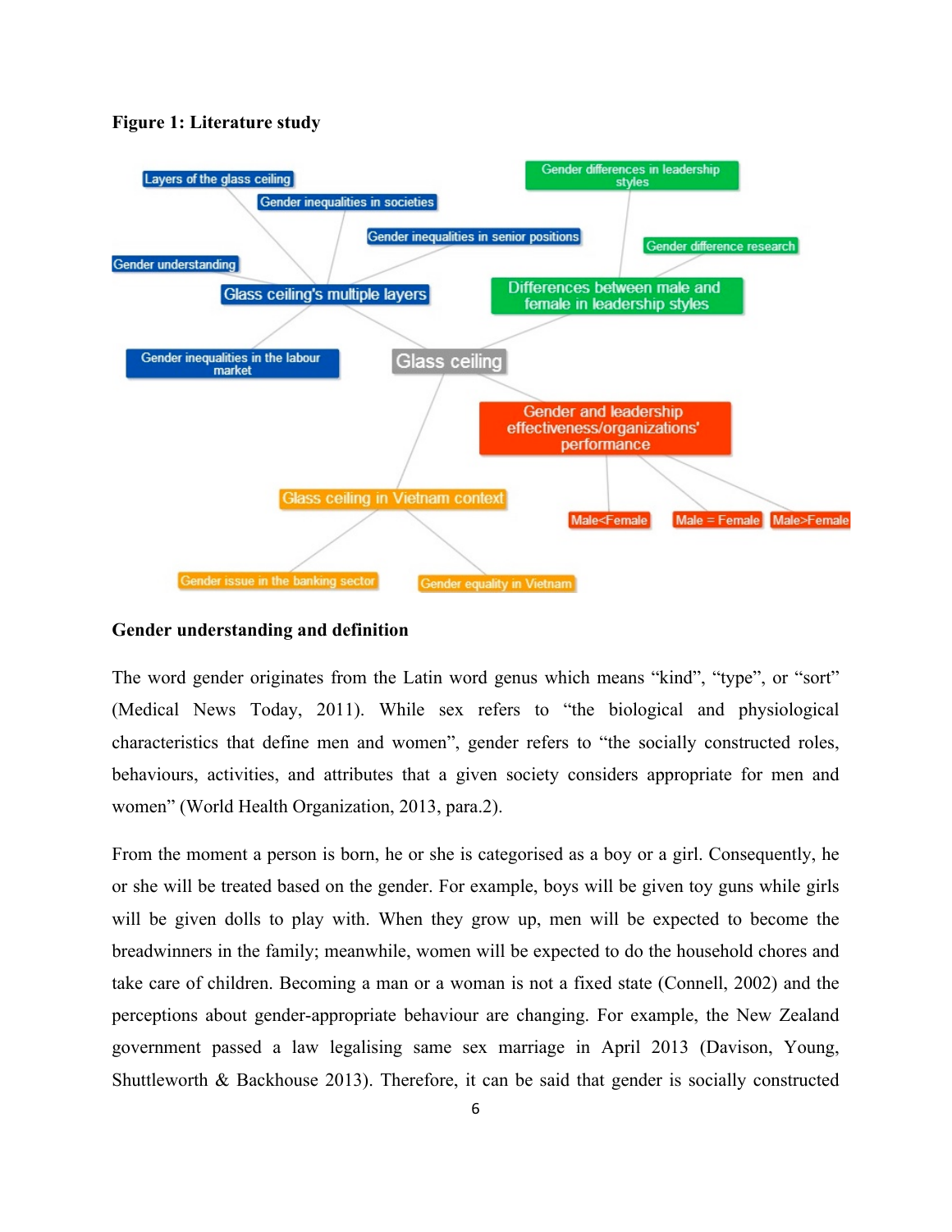**Figure 1: Literature study**

**Gender understanding and definition**

The word gender originates from the Latin word genus which means "kind", "type", or "sort" (Medical News Today, 2011). While sex refers to "the biological and physiological characteristics that define men and women", gender refers to "the socially constructed roles, behaviours, activities, and attributes that a given society considers appropriate for men and women" (World Health Organization, 2013, para.2).

From the moment a person is born, he or she is categorised as a boy or a girl. Consequently, he or she will be treated based on the gender. For example, boys will be given toy guns while girls will be given dolls to play with. When they grow up, men will be expected to become the breadwinners in the family; meanwhile, women will be expected to do the household chores and take care of children. Becoming a man or a woman is not a fixed state (Connell, 2002) and the perceptions about gender-appropriate behaviour are changing. For example, the New Zealand government passed a law legalising same sex marriage in April 2013 (Davison, Young, Shuttleworth & Backhouse 2013). Therefore, it can be said that gender is socially constructed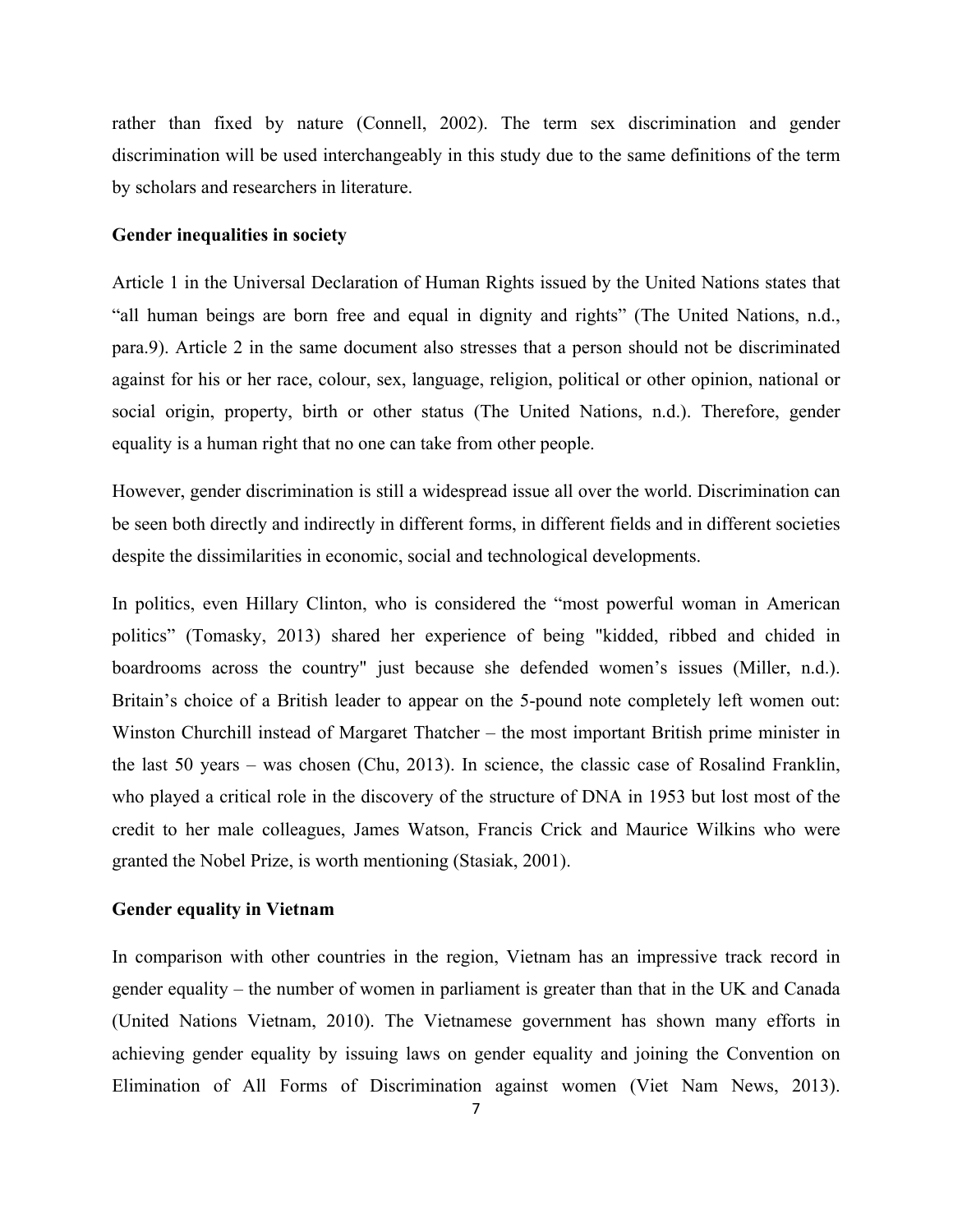rather than fixed by nature (Connell, 2002). The term sex discrimination and gender discrimination will be used interchangeably in this study due to the same definitions of the term by scholars and researchers in literature.

**Gender inequalities in society**

Article 1 in the Universal Declaration of Human Rights issued by the United Nations states that "all human beings are born free and equal in dignity and rights" (The United Nations, n.d., para.9). Article 2 in the same document also stresses that a person should not be discriminated against for his or her race, colour, sex, language, religion, political or other opinion, national or social origin, property, birth or other status (The United Nations, n.d.). Therefore, gender equality is a human right that no one can take from other people.

However, gender discrimination is still a widespread issue all over the world. Discrimination can be seen both directly and indirectly in different forms, in different fields and in different societies despite the dissimilarities in economic, social and technological developments.

In politics, even Hillary Clinton, who is considered the "most powerful woman in American politics" (Tomasky, 2013) shared her experience of being "kidded, ribbed and chided in boardrooms across the country" just because she defended women's issues (Miller, n.d.). Britain's choice of a British leader to appear on the 5-pound note completely left women out: Winston Churchill instead of Margaret Thatcher – the most important British prime minister in the last 50 years – was chosen (Chu, 2013). In science, the classic case of Rosalind Franklin, who played a critical role in the discovery of the structure of DNA in 1953 but lost most of the credit to her male colleagues, James Watson, Francis Crick and Maurice Wilkins who were granted the Nobel Prize, is worth mentioning (Stasiak, 2001).

**Gender equality in Vietnam**

In comparison with other countries in the region, Vietnam has an impressive track record in gender equality – the number of women in parliament is greater than that in the UK and Canada (United Nations Vietnam, 2010). The Vietnamese government has shown many efforts in achieving gender equality by issuing laws on gender equality and joining the Convention on Elimination of All Forms of Discrimination against women (Viet Nam News, 2013).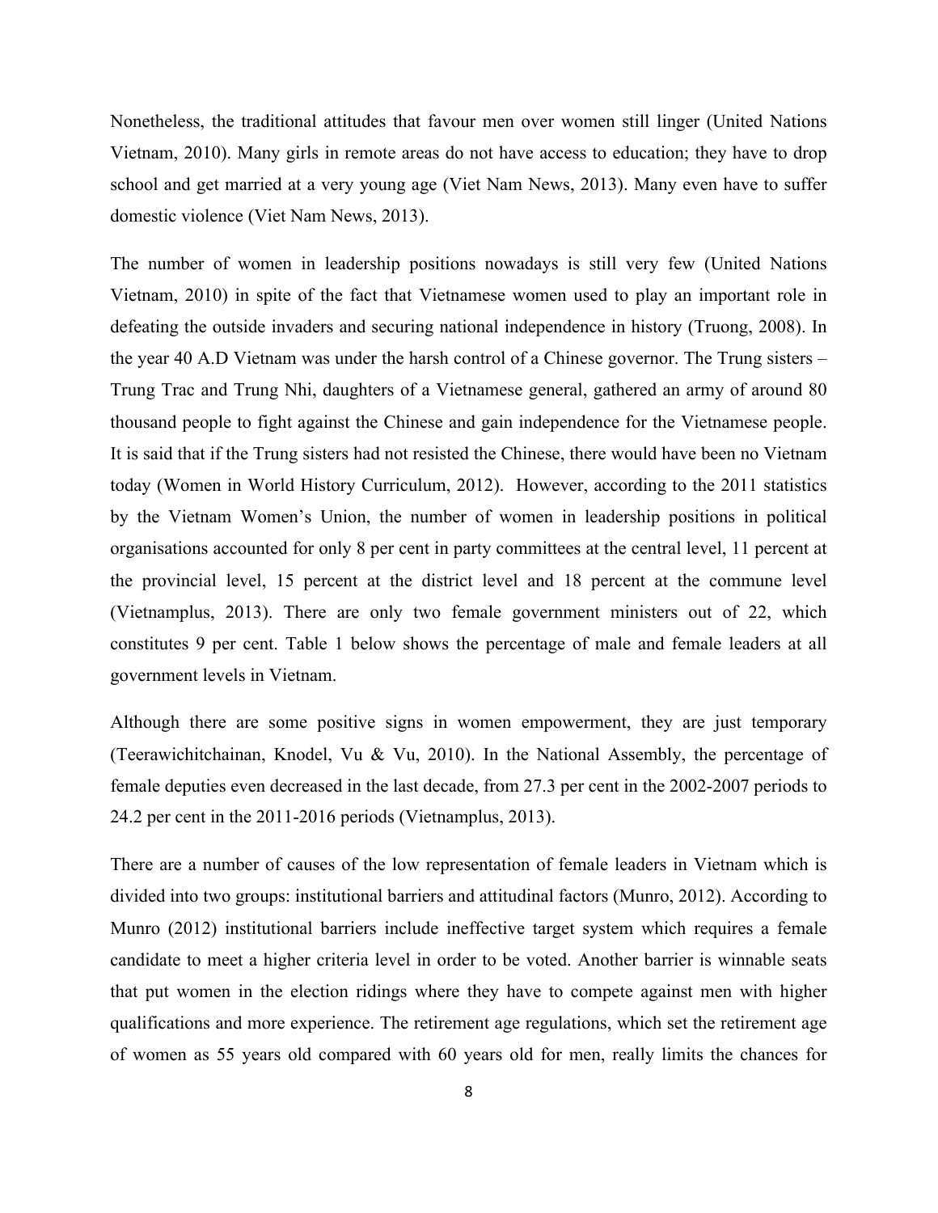Nonetheless, the traditional attitudes that favour men over women still linger (United Nations Vietnam, 2010). Many girls in remote areas do not have access to education; they have to drop school and get married at a very young age (Viet Nam News, 2013). Many even have to suffer domestic violence (Viet Nam News, 2013).

The number of women in leadership positions nowadays is still very few (United Nations Vietnam, 2010) in spite of the fact that Vietnamese women used to play an important role in defeating the outside invaders and securing national independence in history (Truong, 2008). In the year 40 A.D Vietnam was under the harsh control of a Chinese governor. The Trung sisters – Trung Trac and Trung Nhi, daughters of a Vietnamese general, gathered an army of around 80 thousand people to fight against the Chinese and gain independence for the Vietnamese people. It is said that if the Trung sisters had not resisted the Chinese, there would have been no Vietnam today (Women in World History Curriculum, 2012). However, according to the 2011 statistics by the Vietnam Women's Union, the number of women in leadership positions in political organisations accounted for only 8 per cent in party committees at the central level, 11 percent at the provincial level, 15 percent at the district level and 18 percent at the commune level (Vietnamplus, 2013). There are only two female government ministers out of 22, which constitutes 9 per cent. Table 1 below shows the percentage of male and female leaders at all government levels in Vietnam.

Although there are some positive signs in women empowerment, they are just temporary (Teerawichitchainan, Knodel, Vu & Vu, 2010). In the National Assembly, the percentage of female deputies even decreased in the last decade, from 27.3 per cent in the 2002-2007 periods to 24.2 per cent in the 2011-2016 periods (Vietnamplus, 2013).

There are a number of causes of the low representation of female leaders in Vietnam which is divided into two groups: institutional barriers and attitudinal factors (Munro, 2012). According to Munro (2012) institutional barriers include ineffective target system which requires a female candidate to meet a higher criteria level in order to be voted. Another barrier is winnable seats that put women in the election ridings where they have to compete against men with higher qualifications and more experience. The retirement age regulations, which set the retirement age of women as 55 years old compared with 60 years old for men, really limits the chances for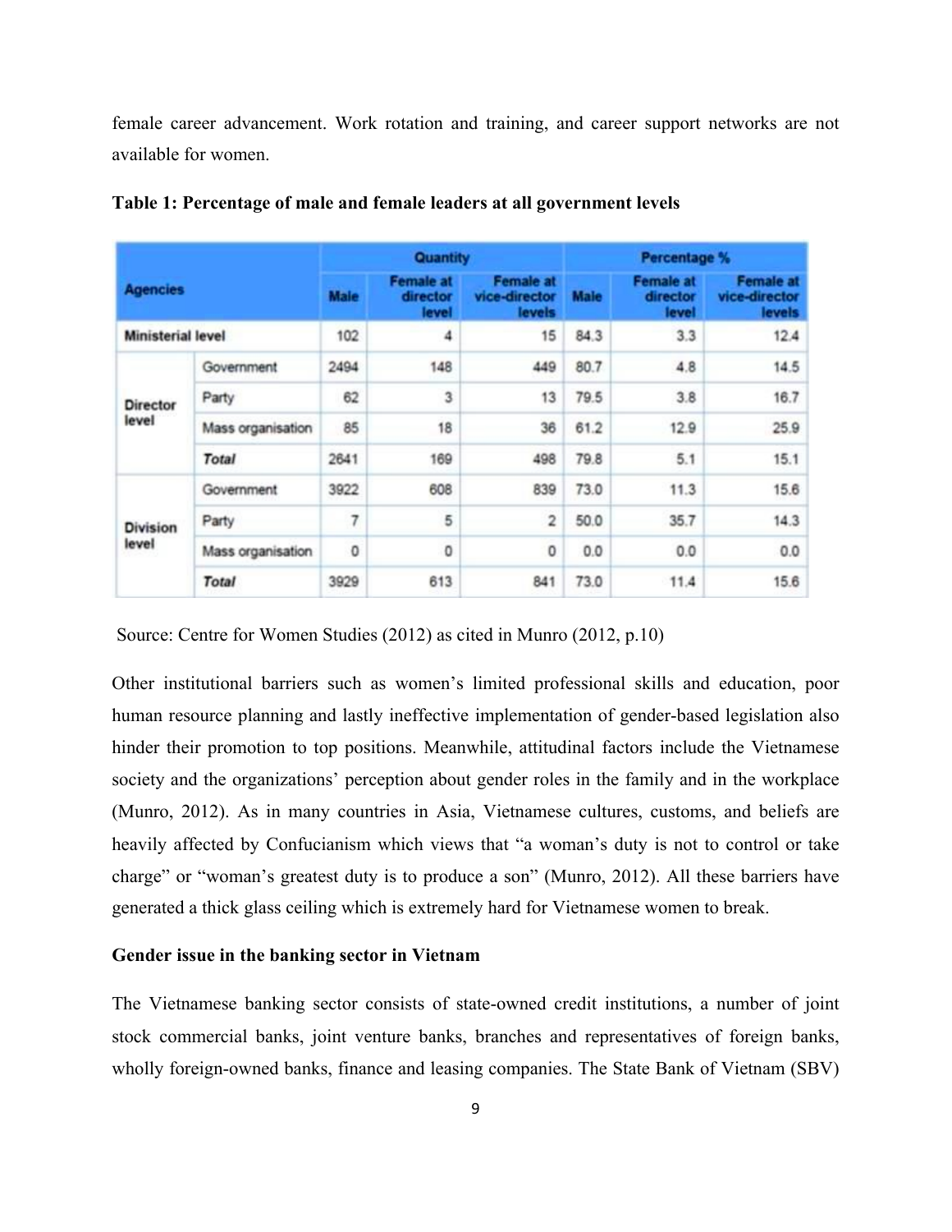female career advancement. Work rotation and training, and career support networks are not available for women.

**Table 1: Percentage of male and female leaders at all government levels**

| Agencies | | Quantity | | | Percentage % | | |
|---|---|---|---|---|---|---|---|
| | | Male | Female at director level | Female at vice-director levels | Male | Female at director level | Female at vice-director levels |
| Ministerial level | | 102 | 4 | 15 | 84.3 | 3.3 | 12.4 |
| Director level | Government | 2494 | 148 | 449 | 80.7 | 4.8 | 14.5 |
| | Party | 62 | 3 | 13 | 79.5 | 3.8 | 16.7 |
| | Mass organisation | 85 | 18 | 36 | 61.2 | 12.9 | 25.9 |
| | *Total* | 2641 | 169 | 498 | 79.8 | 5.1 | 15.1 |
| Division level | Government | 3922 | 608 | 839 | 73.0 | 11.3 | 15.6 |
| | Party | 7 | 5 | 2 | 50.0 | 35.7 | 14.3 |
| | Mass organisation | 0 | 0 | 0 | 0.0 | 0.0 | 0.0 |
| | *Total* | 3929 | 613 | 841 | 73.0 | 11.4 | 15.6 |

Source: Centre for Women Studies (2012) as cited in Munro (2012, p.10)

Other institutional barriers such as women's limited professional skills and education, poor human resource planning and lastly ineffective implementation of gender-based legislation also hinder their promotion to top positions. Meanwhile, attitudinal factors include the Vietnamese society and the organizations' perception about gender roles in the family and in the workplace (Munro, 2012). As in many countries in Asia, Vietnamese cultures, customs, and beliefs are heavily affected by Confucianism which views that "a woman's duty is not to control or take charge" or "woman's greatest duty is to produce a son" (Munro, 2012). All these barriers have generated a thick glass ceiling which is extremely hard for Vietnamese women to break.

**Gender issue in the banking sector in Vietnam**

The Vietnamese banking sector consists of state-owned credit institutions, a number of joint stock commercial banks, joint venture banks, branches and representatives of foreign banks, wholly foreign-owned banks, finance and leasing companies. The State Bank of Vietnam (SBV)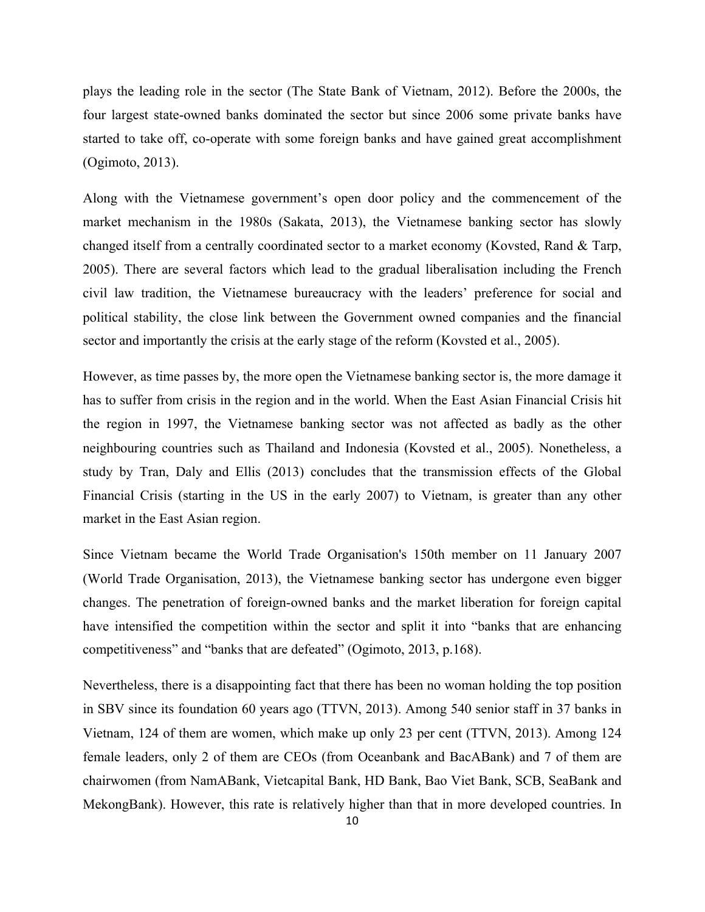plays the leading role in the sector (The State Bank of Vietnam, 2012). Before the 2000s, the four largest state-owned banks dominated the sector but since 2006 some private banks have started to take off, co-operate with some foreign banks and have gained great accomplishment (Ogimoto, 2013).

Along with the Vietnamese government's open door policy and the commencement of the market mechanism in the 1980s (Sakata, 2013), the Vietnamese banking sector has slowly changed itself from a centrally coordinated sector to a market economy (Kovsted, Rand & Tarp, 2005). There are several factors which lead to the gradual liberalisation including the French civil law tradition, the Vietnamese bureaucracy with the leaders' preference for social and political stability, the close link between the Government owned companies and the financial sector and importantly the crisis at the early stage of the reform (Kovsted et al., 2005).

However, as time passes by, the more open the Vietnamese banking sector is, the more damage it has to suffer from crisis in the region and in the world. When the East Asian Financial Crisis hit the region in 1997, the Vietnamese banking sector was not affected as badly as the other neighbouring countries such as Thailand and Indonesia (Kovsted et al., 2005). Nonetheless, a study by Tran, Daly and Ellis (2013) concludes that the transmission effects of the Global Financial Crisis (starting in the US in the early 2007) to Vietnam, is greater than any other market in the East Asian region.

Since Vietnam became the World Trade Organisation's 150th member on 11 January 2007 (World Trade Organisation, 2013), the Vietnamese banking sector has undergone even bigger changes. The penetration of foreign-owned banks and the market liberation for foreign capital have intensified the competition within the sector and split it into "banks that are enhancing competitiveness" and "banks that are defeated" (Ogimoto, 2013, p.168).

Nevertheless, there is a disappointing fact that there has been no woman holding the top position in SBV since its foundation 60 years ago (TTVN, 2013). Among 540 senior staff in 37 banks in Vietnam, 124 of them are women, which make up only 23 per cent (TTVN, 2013). Among 124 female leaders, only 2 of them are CEOs (from Oceanbank and BacABank) and 7 of them are chairwomen (from NamABank, Vietcapital Bank, HD Bank, Bao Viet Bank, SCB, SeaBank and MekongBank). However, this rate is relatively higher than that in more developed countries. In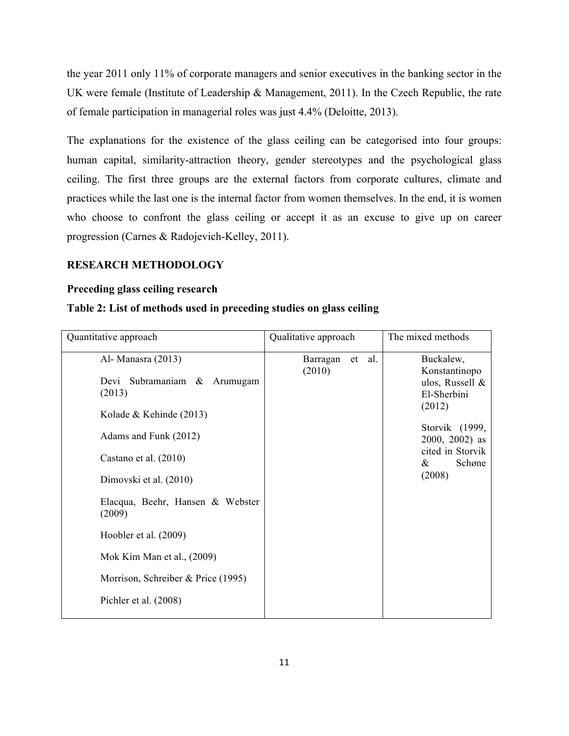the year 2011 only 11% of corporate managers and senior executives in the banking sector in the UK were female (Institute of Leadership & Management, 2011). In the Czech Republic, the rate of female participation in managerial roles was just 4.4% (Deloitte, 2013).

The explanations for the existence of the glass ceiling can be categorised into four groups: human capital, similarity-attraction theory, gender stereotypes and the psychological glass ceiling. The first three groups are the external factors from corporate cultures, climate and practices while the last one is the internal factor from women themselves. In the end, it is women who choose to confront the glass ceiling or accept it as an excuse to give up on career progression (Carnes & Radojevich-Kelley, 2011).

## RESEARCH METHODOLOGY

### Preceding glass ceiling research

**Table 2: List of methods used in preceding studies on glass ceiling**

| Quantitative approach | Qualitative approach | The mixed methods |
|---|---|---|
| Al- Manasra (2013)<br>Devi Subramaniam & Arumugam (2013)<br>Kolade & Kehinde (2013)<br>Adams and Funk (2012)<br>Castano et al. (2010)<br>Dimovski et al. (2010)<br>Elacqua, Beehr, Hansen & Webster (2009)<br>Hoobler et al. (2009)<br>Mok Kim Man et al., (2009)<br>Morrison, Schreiber & Price (1995)<br>Pichler et al. (2008) | Barragan et al. (2010) | Buckalew, Konstantinopoulos, Russell & El-Sherbini (2012)<br>Storvik (1999, 2000, 2002) as cited in Storvik & Schøne (2008) |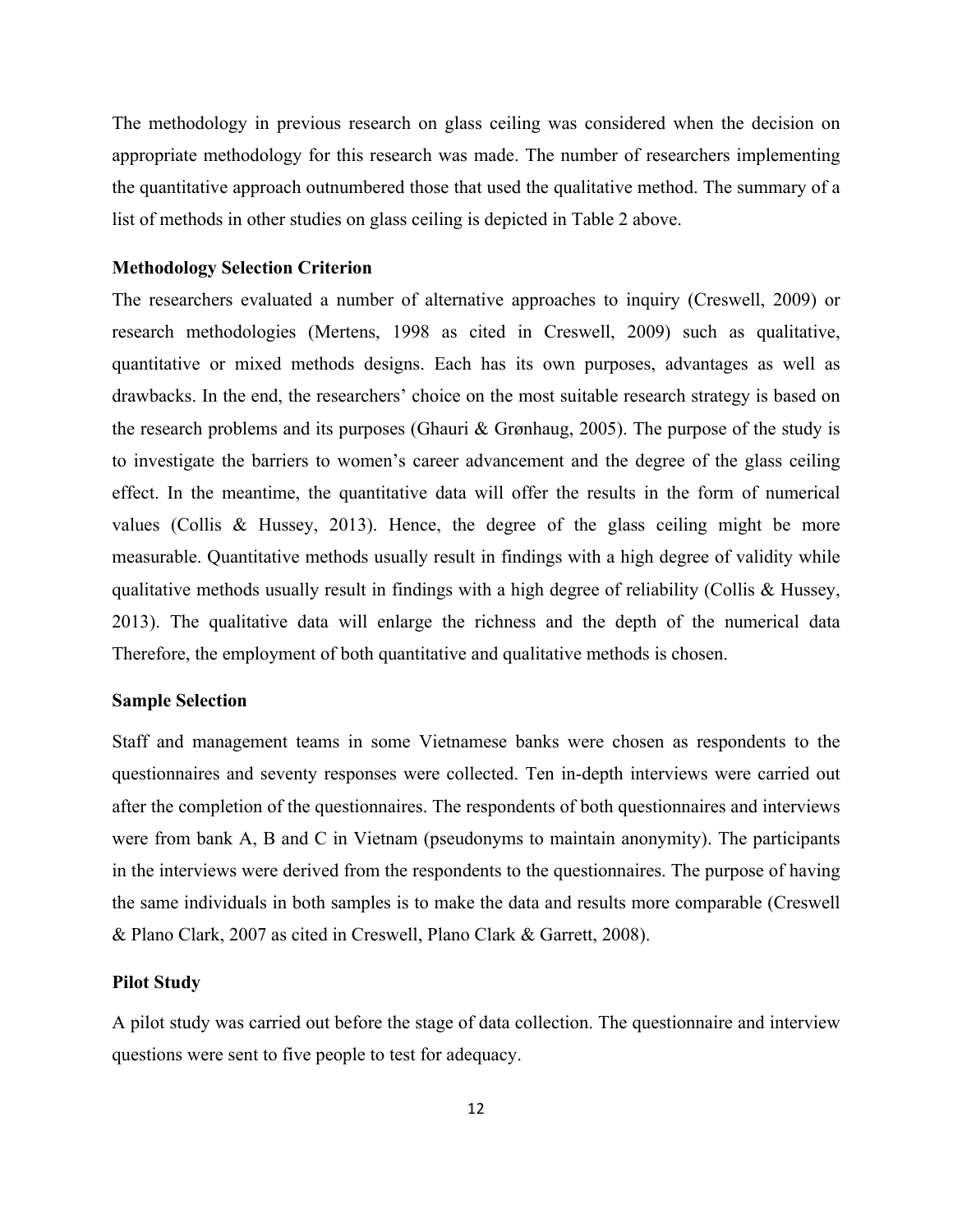The methodology in previous research on glass ceiling was considered when the decision on appropriate methodology for this research was made. The number of researchers implementing the quantitative approach outnumbered those that used the qualitative method. The summary of a list of methods in other studies on glass ceiling is depicted in Table 2 above.

**Methodology Selection Criterion**

The researchers evaluated a number of alternative approaches to inquiry (Creswell, 2009) or research methodologies (Mertens, 1998 as cited in Creswell, 2009) such as qualitative, quantitative or mixed methods designs. Each has its own purposes, advantages as well as drawbacks. In the end, the researchers' choice on the most suitable research strategy is based on the research problems and its purposes (Ghauri & Grønhaug, 2005). The purpose of the study is to investigate the barriers to women's career advancement and the degree of the glass ceiling effect. In the meantime, the quantitative data will offer the results in the form of numerical values (Collis & Hussey, 2013). Hence, the degree of the glass ceiling might be more measurable. Quantitative methods usually result in findings with a high degree of validity while qualitative methods usually result in findings with a high degree of reliability (Collis & Hussey, 2013). The qualitative data will enlarge the richness and the depth of the numerical data Therefore, the employment of both quantitative and qualitative methods is chosen.

**Sample Selection**

Staff and management teams in some Vietnamese banks were chosen as respondents to the questionnaires and seventy responses were collected. Ten in-depth interviews were carried out after the completion of the questionnaires. The respondents of both questionnaires and interviews were from bank A, B and C in Vietnam (pseudonyms to maintain anonymity). The participants in the interviews were derived from the respondents to the questionnaires. The purpose of having the same individuals in both samples is to make the data and results more comparable (Creswell & Plano Clark, 2007 as cited in Creswell, Plano Clark & Garrett, 2008).

**Pilot Study**

A pilot study was carried out before the stage of data collection. The questionnaire and interview questions were sent to five people to test for adequacy.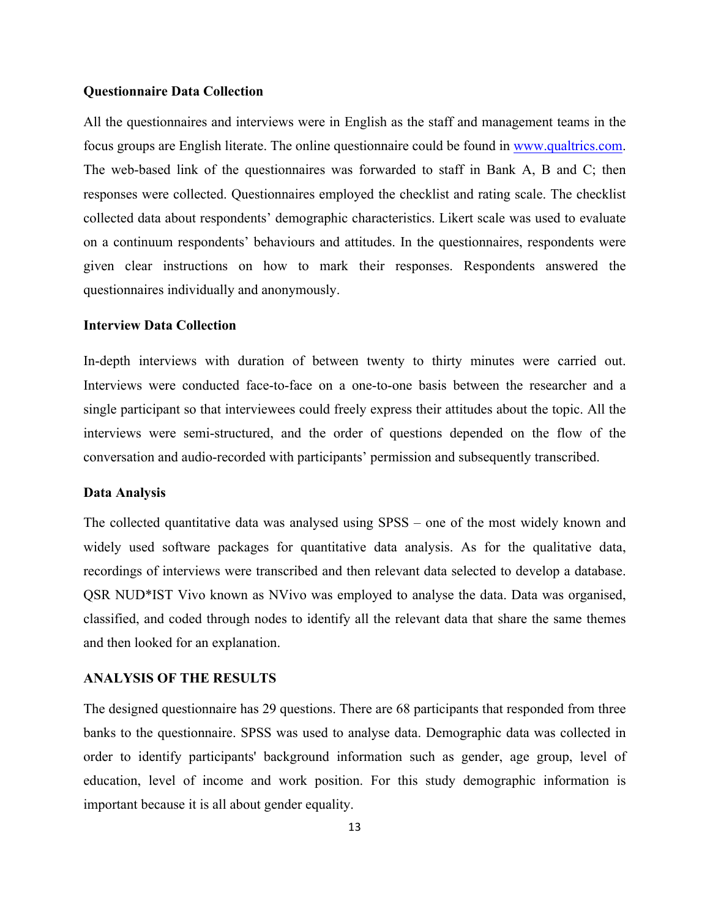**Questionnaire Data Collection**

All the questionnaires and interviews were in English as the staff and management teams in the focus groups are English literate. The online questionnaire could be found in www.qualtrics.com. The web-based link of the questionnaires was forwarded to staff in Bank A, B and C; then responses were collected. Questionnaires employed the checklist and rating scale. The checklist collected data about respondents' demographic characteristics. Likert scale was used to evaluate on a continuum respondents' behaviours and attitudes. In the questionnaires, respondents were given clear instructions on how to mark their responses. Respondents answered the questionnaires individually and anonymously.

**Interview Data Collection**

In-depth interviews with duration of between twenty to thirty minutes were carried out. Interviews were conducted face-to-face on a one-to-one basis between the researcher and a single participant so that interviewees could freely express their attitudes about the topic. All the interviews were semi-structured, and the order of questions depended on the flow of the conversation and audio-recorded with participants' permission and subsequently transcribed.

**Data Analysis**

The collected quantitative data was analysed using SPSS – one of the most widely known and widely used software packages for quantitative data analysis. As for the qualitative data, recordings of interviews were transcribed and then relevant data selected to develop a database. QSR NUD*IST Vivo known as NVivo was employed to analyse the data. Data was organised, classified, and coded through nodes to identify all the relevant data that share the same themes and then looked for an explanation.

**ANALYSIS OF THE RESULTS**

The designed questionnaire has 29 questions. There are 68 participants that responded from three banks to the questionnaire. SPSS was used to analyse data. Demographic data was collected in order to identify participants' background information such as gender, age group, level of education, level of income and work position. For this study demographic information is important because it is all about gender equality.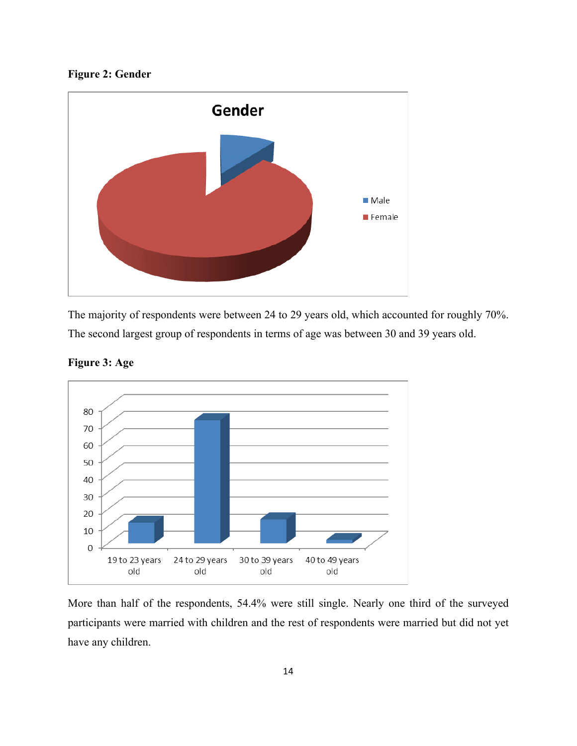**Figure 2: Gender**

The majority of respondents were between 24 to 29 years old, which accounted for roughly 70%. The second largest group of respondents in terms of age was between 30 and 39 years old.

**Figure 3: Age**

More than half of the respondents, 54.4% were still single. Nearly one third of the surveyed participants were married with children and the rest of respondents were married but did not yet have any children.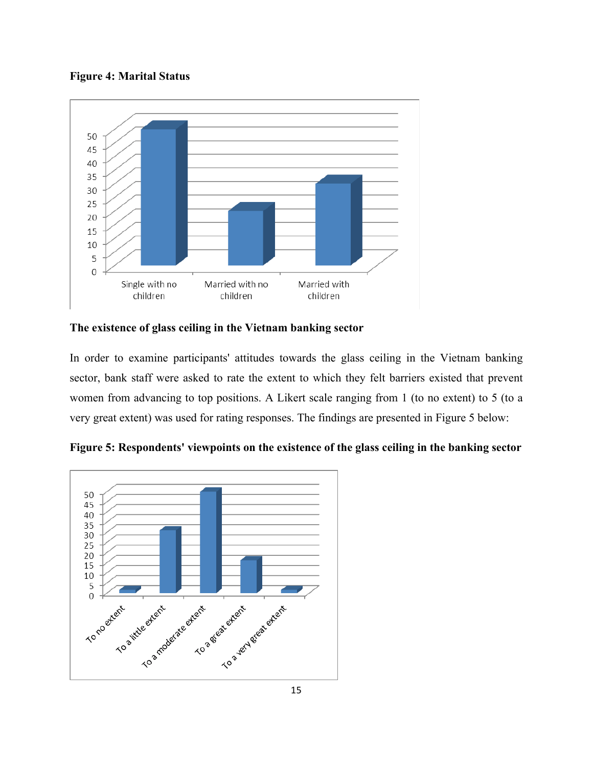**Figure 4: Marital Status**

**The existence of glass ceiling in the Vietnam banking sector**

In order to examine participants' attitudes towards the glass ceiling in the Vietnam banking sector, bank staff were asked to rate the extent to which they felt barriers existed that prevent women from advancing to top positions. A Likert scale ranging from 1 (to no extent) to 5 (to a very great extent) was used for rating responses. The findings are presented in Figure 5 below:

**Figure 5: Respondents' viewpoints on the existence of the glass ceiling in the banking sector**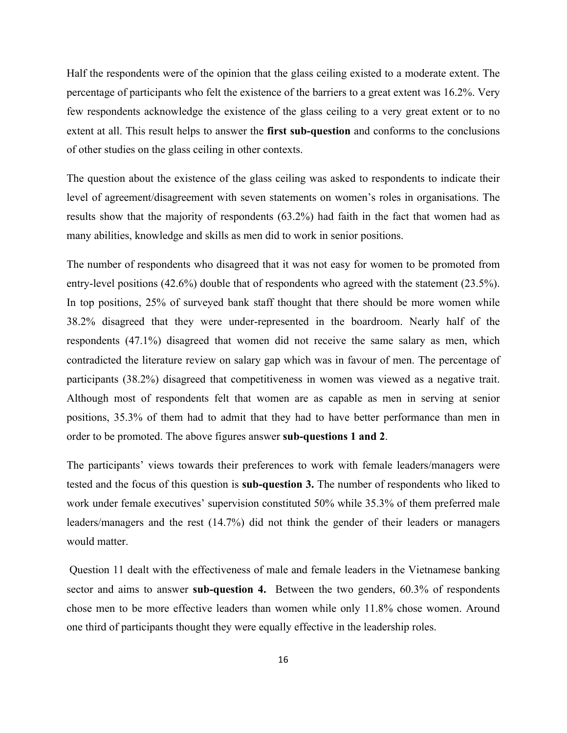Half the respondents were of the opinion that the glass ceiling existed to a moderate extent. The percentage of participants who felt the existence of the barriers to a great extent was 16.2%. Very few respondents acknowledge the existence of the glass ceiling to a very great extent or to no extent at all. This result helps to answer the **first sub-question** and conforms to the conclusions of other studies on the glass ceiling in other contexts.

The question about the existence of the glass ceiling was asked to respondents to indicate their level of agreement/disagreement with seven statements on women's roles in organisations. The results show that the majority of respondents (63.2%) had faith in the fact that women had as many abilities, knowledge and skills as men did to work in senior positions.

The number of respondents who disagreed that it was not easy for women to be promoted from entry-level positions (42.6%) double that of respondents who agreed with the statement (23.5%). In top positions, 25% of surveyed bank staff thought that there should be more women while 38.2% disagreed that they were under-represented in the boardroom. Nearly half of the respondents (47.1%) disagreed that women did not receive the same salary as men, which contradicted the literature review on salary gap which was in favour of men. The percentage of participants (38.2%) disagreed that competitiveness in women was viewed as a negative trait. Although most of respondents felt that women are as capable as men in serving at senior positions, 35.3% of them had to admit that they had to have better performance than men in order to be promoted. The above figures answer **sub-questions 1 and 2**.

The participants' views towards their preferences to work with female leaders/managers were tested and the focus of this question is **sub-question 3.** The number of respondents who liked to work under female executives' supervision constituted 50% while 35.3% of them preferred male leaders/managers and the rest (14.7%) did not think the gender of their leaders or managers would matter.

Question 11 dealt with the effectiveness of male and female leaders in the Vietnamese banking sector and aims to answer **sub-question 4.** Between the two genders, 60.3% of respondents chose men to be more effective leaders than women while only 11.8% chose women. Around one third of participants thought they were equally effective in the leadership roles.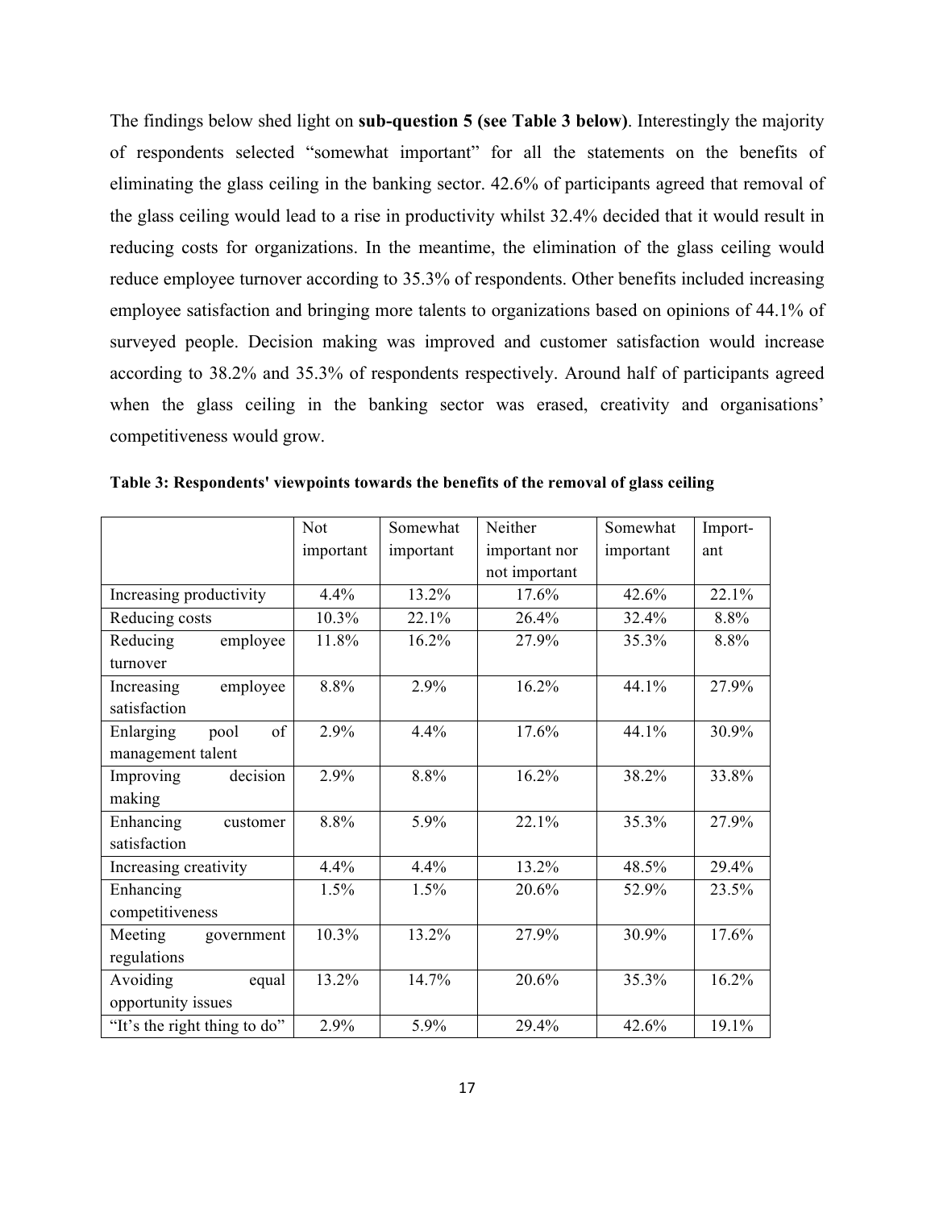The findings below shed light on **sub-question 5 (see Table 3 below)**. Interestingly the majority of respondents selected "somewhat important" for all the statements on the benefits of eliminating the glass ceiling in the banking sector. 42.6% of participants agreed that removal of the glass ceiling would lead to a rise in productivity whilst 32.4% decided that it would result in reducing costs for organizations. In the meantime, the elimination of the glass ceiling would reduce employee turnover according to 35.3% of respondents. Other benefits included increasing employee satisfaction and bringing more talents to organizations based on opinions of 44.1% of surveyed people. Decision making was improved and customer satisfaction would increase according to 38.2% and 35.3% of respondents respectively. Around half of participants agreed when the glass ceiling in the banking sector was erased, creativity and organisations' competitiveness would grow.

**Table 3: Respondents' viewpoints towards the benefits of the removal of glass ceiling**

| | Not important | Somewhat important | Neither important nor not important | Somewhat important | Import-ant |
|---|---|---|---|---|---|
| Increasing productivity | 4.4% | 13.2% | 17.6% | 42.6% | 22.1% |
| Reducing costs | 10.3% | 22.1% | 26.4% | 32.4% | 8.8% |
| Reducing employee turnover | 11.8% | 16.2% | 27.9% | 35.3% | 8.8% |
| Increasing employee satisfaction | 8.8% | 2.9% | 16.2% | 44.1% | 27.9% |
| Enlarging pool of management talent | 2.9% | 4.4% | 17.6% | 44.1% | 30.9% |
| Improving decision making | 2.9% | 8.8% | 16.2% | 38.2% | 33.8% |
| Enhancing customer satisfaction | 8.8% | 5.9% | 22.1% | 35.3% | 27.9% |
| Increasing creativity | 4.4% | 4.4% | 13.2% | 48.5% | 29.4% |
| Enhancing competitiveness | 1.5% | 1.5% | 20.6% | 52.9% | 23.5% |
| Meeting government regulations | 10.3% | 13.2% | 27.9% | 30.9% | 17.6% |
| Avoiding equal opportunity issues | 13.2% | 14.7% | 20.6% | 35.3% | 16.2% |
| "It's the right thing to do" | 2.9% | 5.9% | 29.4% | 42.6% | 19.1% |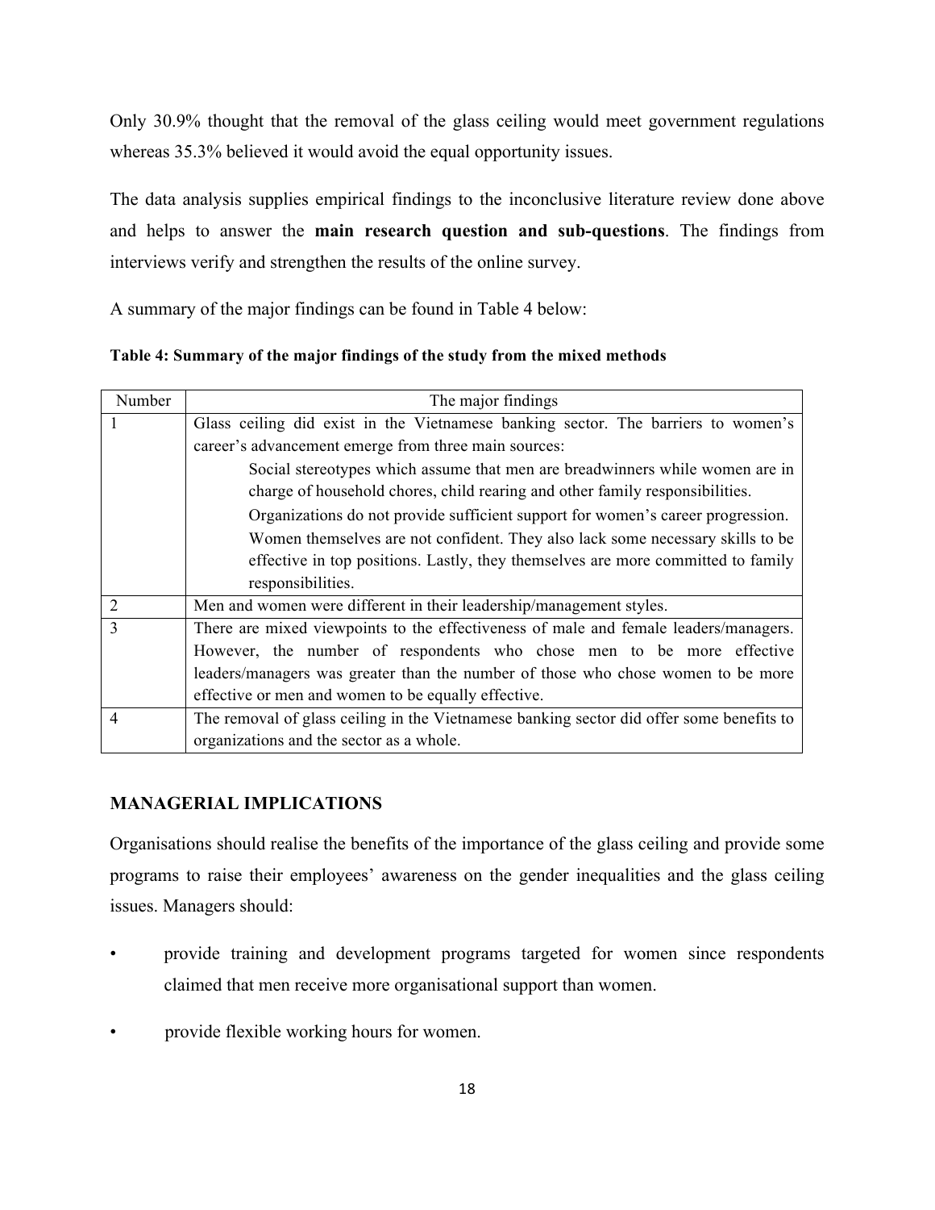Only 30.9% thought that the removal of the glass ceiling would meet government regulations whereas 35.3% believed it would avoid the equal opportunity issues.

The data analysis supplies empirical findings to the inconclusive literature review done above and helps to answer the **main research question and sub-questions**. The findings from interviews verify and strengthen the results of the online survey.

A summary of the major findings can be found in Table 4 below:

**Table 4: Summary of the major findings of the study from the mixed methods**

| Number | The major findings |
|---|---|
| 1 | Glass ceiling did exist in the Vietnamese banking sector. The barriers to women's career's advancement emerge from three main sources:<br>Social stereotypes which assume that men are breadwinners while women are in charge of household chores, child rearing and other family responsibilities.<br>Organizations do not provide sufficient support for women's career progression.<br>Women themselves are not confident. They also lack some necessary skills to be effective in top positions. Lastly, they themselves are more committed to family responsibilities. |
| 2 | Men and women were different in their leadership/management styles. |
| 3 | There are mixed viewpoints to the effectiveness of male and female leaders/managers. However, the number of respondents who chose men to be more effective leaders/managers was greater than the number of those who chose women to be more effective or men and women to be equally effective. |
| 4 | The removal of glass ceiling in the Vietnamese banking sector did offer some benefits to organizations and the sector as a whole. |

## MANAGERIAL IMPLICATIONS

Organisations should realise the benefits of the importance of the glass ceiling and provide some programs to raise their employees' awareness on the gender inequalities and the glass ceiling issues. Managers should:

- provide training and development programs targeted for women since respondents claimed that men receive more organisational support than women.
- provide flexible working hours for women.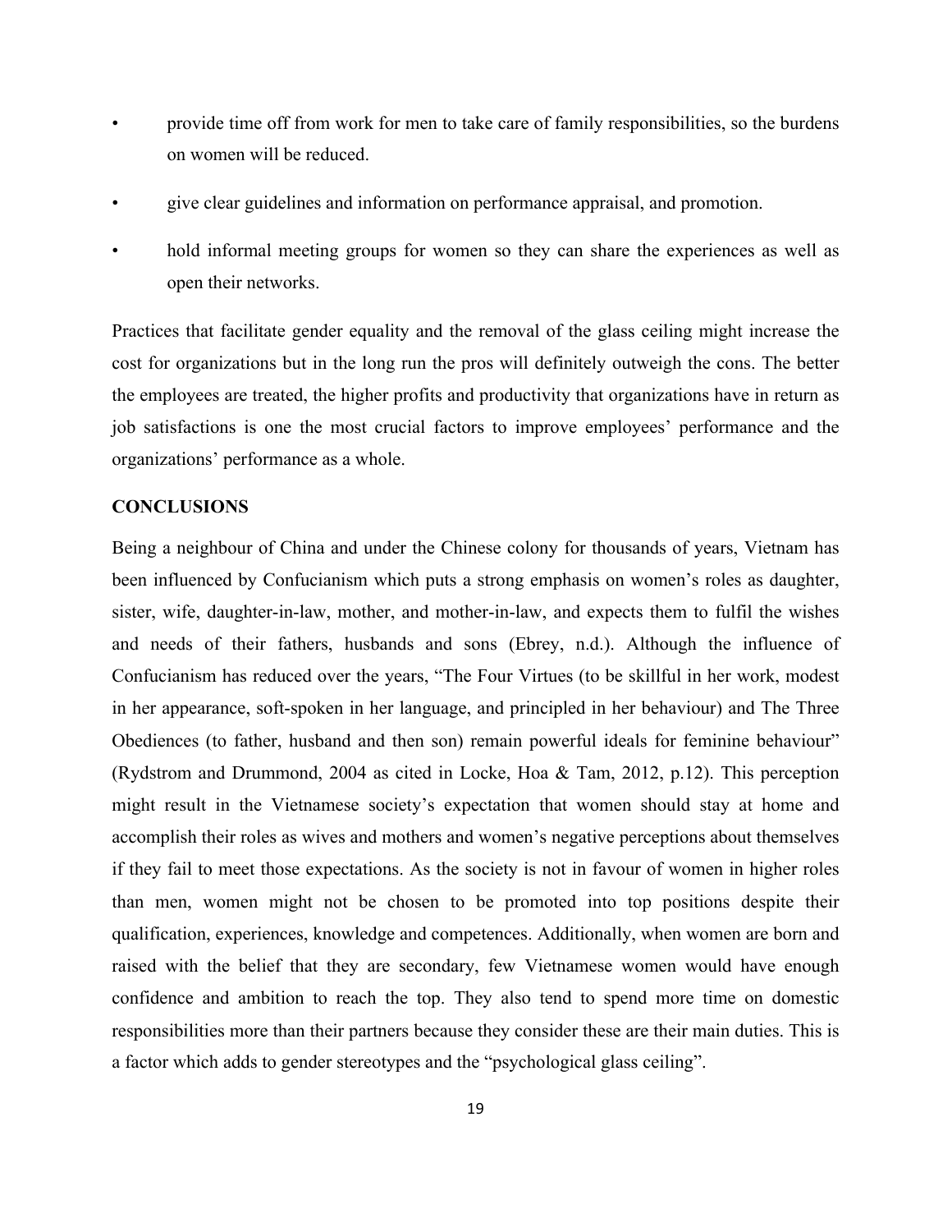- provide time off from work for men to take care of family responsibilities, so the burdens on women will be reduced.
- give clear guidelines and information on performance appraisal, and promotion.
- hold informal meeting groups for women so they can share the experiences as well as open their networks.

Practices that facilitate gender equality and the removal of the glass ceiling might increase the cost for organizations but in the long run the pros will definitely outweigh the cons. The better the employees are treated, the higher profits and productivity that organizations have in return as job satisfactions is one the most crucial factors to improve employees' performance and the organizations' performance as a whole.

## CONCLUSIONS

Being a neighbour of China and under the Chinese colony for thousands of years, Vietnam has been influenced by Confucianism which puts a strong emphasis on women's roles as daughter, sister, wife, daughter-in-law, mother, and mother-in-law, and expects them to fulfil the wishes and needs of their fathers, husbands and sons (Ebrey, n.d.). Although the influence of Confucianism has reduced over the years, "The Four Virtues (to be skillful in her work, modest in her appearance, soft-spoken in her language, and principled in her behaviour) and The Three Obediences (to father, husband and then son) remain powerful ideals for feminine behaviour" (Rydstrom and Drummond, 2004 as cited in Locke, Hoa & Tam, 2012, p.12). This perception might result in the Vietnamese society's expectation that women should stay at home and accomplish their roles as wives and mothers and women's negative perceptions about themselves if they fail to meet those expectations. As the society is not in favour of women in higher roles than men, women might not be chosen to be promoted into top positions despite their qualification, experiences, knowledge and competences. Additionally, when women are born and raised with the belief that they are secondary, few Vietnamese women would have enough confidence and ambition to reach the top. They also tend to spend more time on domestic responsibilities more than their partners because they consider these are their main duties. This is a factor which adds to gender stereotypes and the "psychological glass ceiling".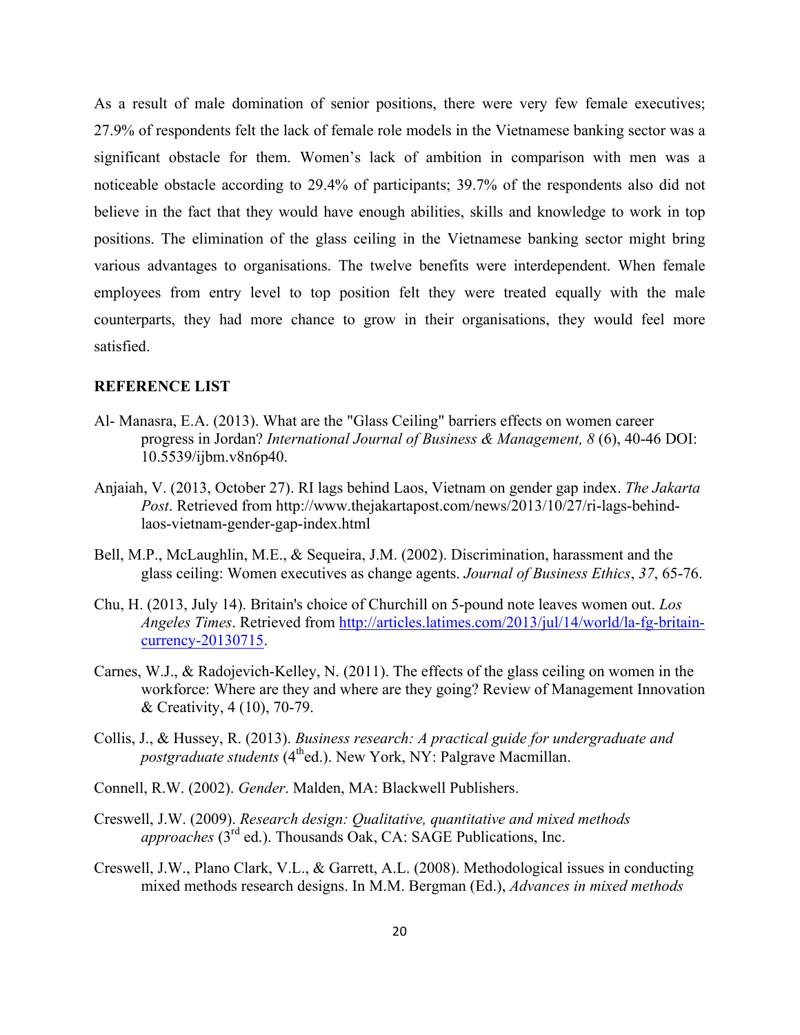As a result of male domination of senior positions, there were very few female executives; 27.9% of respondents felt the lack of female role models in the Vietnamese banking sector was a significant obstacle for them. Women's lack of ambition in comparison with men was a noticeable obstacle according to 29.4% of participants; 39.7% of the respondents also did not believe in the fact that they would have enough abilities, skills and knowledge to work in top positions. The elimination of the glass ceiling in the Vietnamese banking sector might bring various advantages to organisations. The twelve benefits were interdependent. When female employees from entry level to top position felt they were treated equally with the male counterparts, they had more chance to grow in their organisations, they would feel more satisfied.

## REFERENCE LIST

Al- Manasra, E.A. (2013). What are the "Glass Ceiling" barriers effects on women career progress in Jordan? *International Journal of Business & Management, 8* (6), 40-46 DOI: 10.5539/ijbm.v8n6p40.

Anjaiah, V. (2013, October 27). RI lags behind Laos, Vietnam on gender gap index. *The Jakarta Post*. Retrieved from http://www.thejakartapost.com/news/2013/10/27/ri-lags-behind-laos-vietnam-gender-gap-index.html

Bell, M.P., McLaughlin, M.E., & Sequeira, J.M. (2002). Discrimination, harassment and the glass ceiling: Women executives as change agents. *Journal of Business Ethics*, *37*, 65-76.

Chu, H. (2013, July 14). Britain's choice of Churchill on 5-pound note leaves women out. *Los Angeles Times*. Retrieved from http://articles.latimes.com/2013/jul/14/world/la-fg-britain-currency-20130715.

Carnes, W.J., & Radojevich-Kelley, N. (2011). The effects of the glass ceiling on women in the workforce: Where are they and where are they going? Review of Management Innovation & Creativity, 4 (10), 70-79.

Collis, J., & Hussey, R. (2013). *Business research: A practical guide for undergraduate and postgraduate students* (4th ed.). New York, NY: Palgrave Macmillan.

Connell, R.W. (2002). *Gender*. Malden, MA: Blackwell Publishers.

Creswell, J.W. (2009). *Research design: Qualitative, quantitative and mixed methods approaches* (3rd ed.). Thousands Oak, CA: SAGE Publications, Inc.

Creswell, J.W., Plano Clark, V.L., & Garrett, A.L. (2008). Methodological issues in conducting mixed methods research designs. In M.M. Bergman (Ed.), *Advances in mixed methods*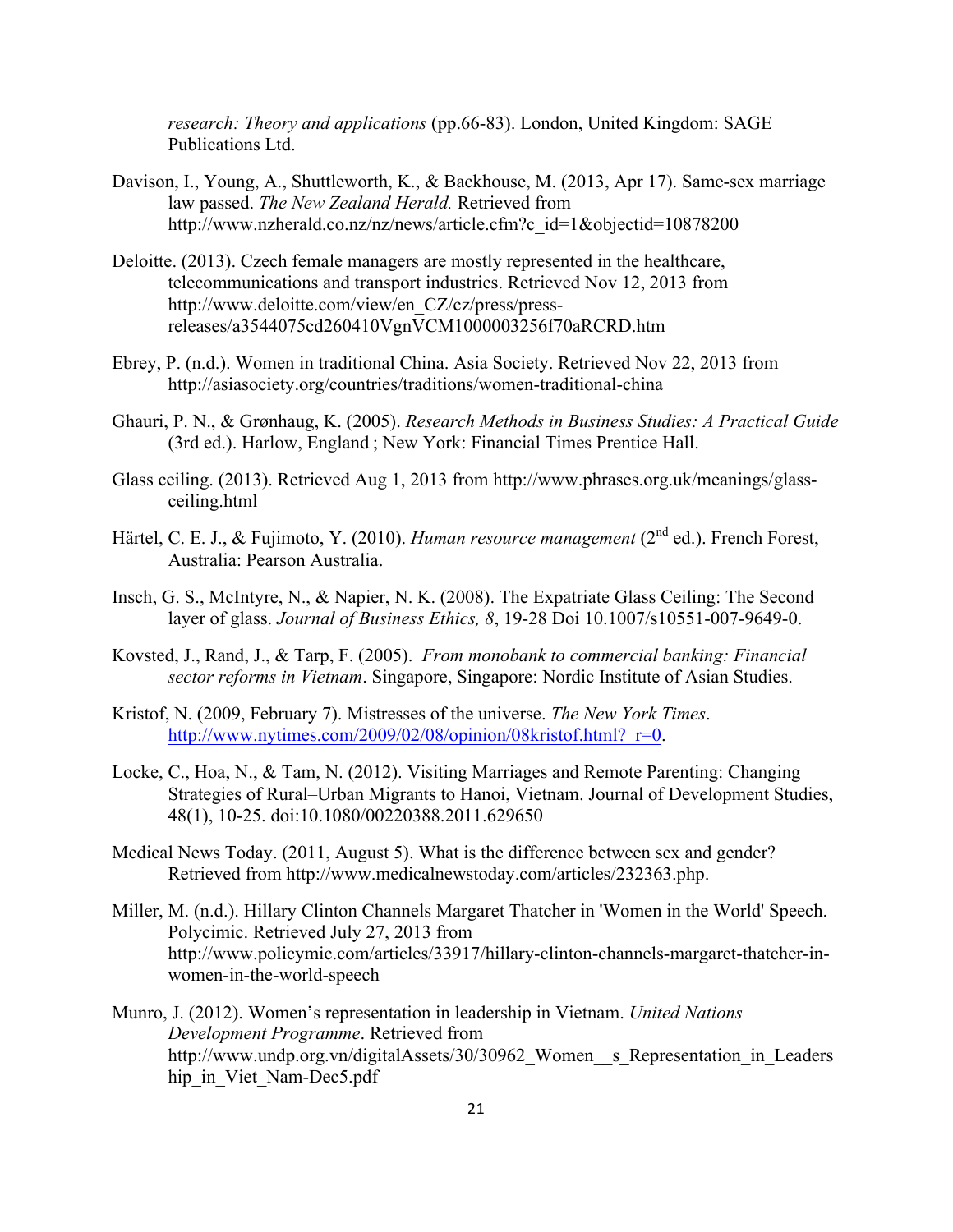*research: Theory and applications* (pp.66-83). London, United Kingdom: SAGE Publications Ltd.

Davison, I., Young, A., Shuttleworth, K., & Backhouse, M. (2013, Apr 17). Same-sex marriage law passed. *The New Zealand Herald.* Retrieved from http://www.nzherald.co.nz/nz/news/article.cfm?c_id=1&objectid=10878200

Deloitte. (2013). Czech female managers are mostly represented in the healthcare, telecommunications and transport industries. Retrieved Nov 12, 2013 from http://www.deloitte.com/view/en_CZ/cz/press/press-releases/a3544075cd260410VgnVCM1000003256f70aRCRD.htm

Ebrey, P. (n.d.). Women in traditional China. Asia Society. Retrieved Nov 22, 2013 from http://asiasociety.org/countries/traditions/women-traditional-china

Ghauri, P. N., & Grønhaug, K. (2005). *Research Methods in Business Studies: A Practical Guide* (3rd ed.). Harlow, England ; New York: Financial Times Prentice Hall.

Glass ceiling. (2013). Retrieved Aug 1, 2013 from http://www.phrases.org.uk/meanings/glass-ceiling.html

Härtel, C. E. J., & Fujimoto, Y. (2010). *Human resource management* (2nd ed.). French Forest, Australia: Pearson Australia.

Insch, G. S., McIntyre, N., & Napier, N. K. (2008). The Expatriate Glass Ceiling: The Second layer of glass. *Journal of Business Ethics, 8*, 19-28 Doi 10.1007/s10551-007-9649-0.

Kovsted, J., Rand, J., & Tarp, F. (2005). *From monobank to commercial banking: Financial sector reforms in Vietnam*. Singapore, Singapore: Nordic Institute of Asian Studies.

Kristof, N. (2009, February 7). Mistresses of the universe. *The New York Times*. http://www.nytimes.com/2009/02/08/opinion/08kristof.html?_r=0.

Locke, C., Hoa, N., & Tam, N. (2012). Visiting Marriages and Remote Parenting: Changing Strategies of Rural–Urban Migrants to Hanoi, Vietnam. Journal of Development Studies, 48(1), 10-25. doi:10.1080/00220388.2011.629650

Medical News Today. (2011, August 5). What is the difference between sex and gender? Retrieved from http://www.medicalnewstoday.com/articles/232363.php.

Miller, M. (n.d.). Hillary Clinton Channels Margaret Thatcher in 'Women in the World' Speech. Polycimic. Retrieved July 27, 2013 from http://www.policymic.com/articles/33917/hillary-clinton-channels-margaret-thatcher-in-women-in-the-world-speech

Munro, J. (2012). Women's representation in leadership in Vietnam. *United Nations Development Programme*. Retrieved from http://www.undp.org.vn/digitalAssets/30/30962_Women__s_Representation_in_Leadership_in_Viet_Nam-Dec5.pdf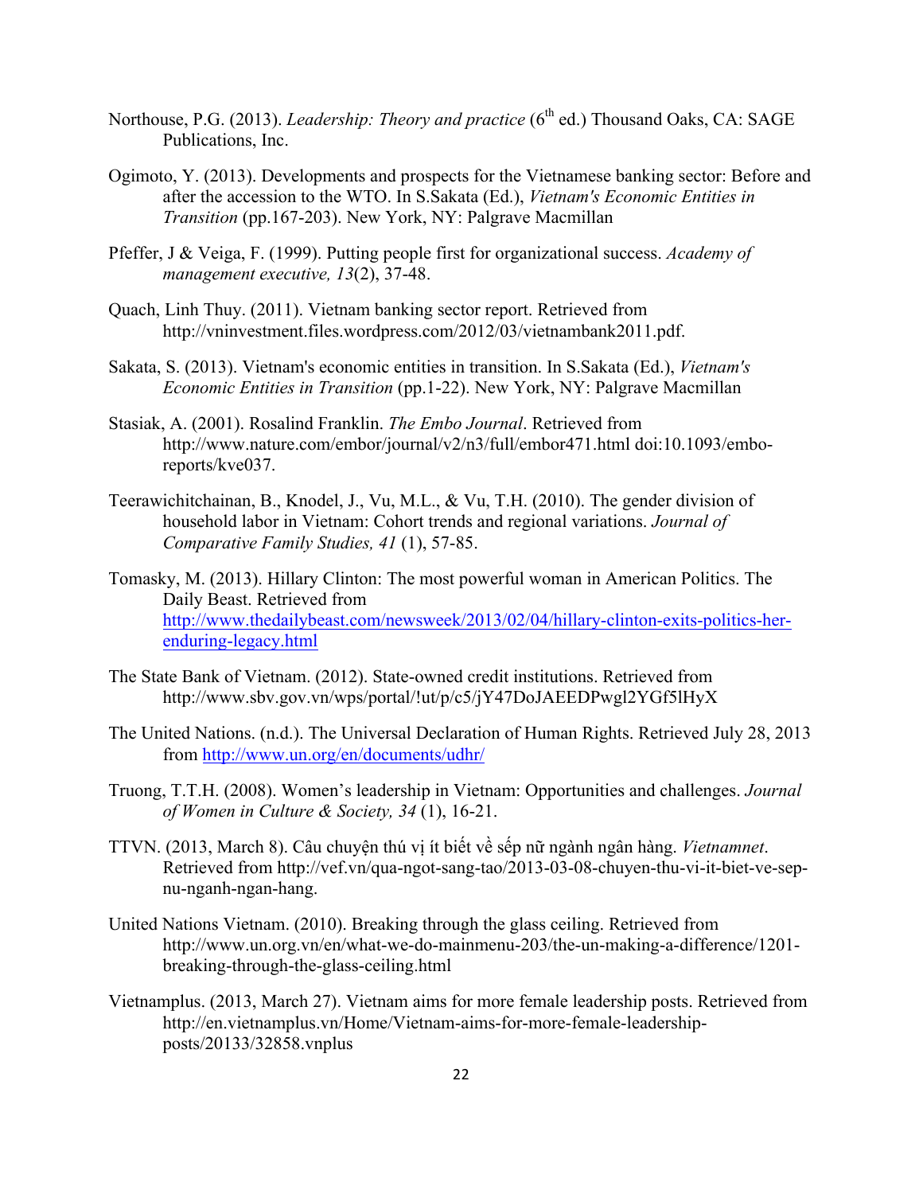Northouse, P.G. (2013). *Leadership: Theory and practice* (6th ed.) Thousand Oaks, CA: SAGE Publications, Inc.

Ogimoto, Y. (2013). Developments and prospects for the Vietnamese banking sector: Before and after the accession to the WTO. In S.Sakata (Ed.), *Vietnam's Economic Entities in Transition* (pp.167-203). New York, NY: Palgrave Macmillan

Pfeffer, J & Veiga, F. (1999). Putting people first for organizational success. *Academy of management executive, 13*(2), 37-48.

Quach, Linh Thuy. (2011). Vietnam banking sector report. Retrieved from http://vninvestment.files.wordpress.com/2012/03/vietnambank2011.pdf.

Sakata, S. (2013). Vietnam's economic entities in transition. In S.Sakata (Ed.), *Vietnam's Economic Entities in Transition* (pp.1-22). New York, NY: Palgrave Macmillan

Stasiak, A. (2001). Rosalind Franklin. *The Embo Journal*. Retrieved from http://www.nature.com/embor/journal/v2/n3/full/embor471.html doi:10.1093/embo-reports/kve037.

Teerawichitchainan, B., Knodel, J., Vu, M.L., & Vu, T.H. (2010). The gender division of household labor in Vietnam: Cohort trends and regional variations. *Journal of Comparative Family Studies, 41* (1), 57-85.

Tomasky, M. (2013). Hillary Clinton: The most powerful woman in American Politics. The Daily Beast. Retrieved from http://www.thedailybeast.com/newsweek/2013/02/04/hillary-clinton-exits-politics-her-enduring-legacy.html

The State Bank of Vietnam. (2012). State-owned credit institutions. Retrieved from http://www.sbv.gov.vn/wps/portal/!ut/p/c5/jY47DoJAEEDPwgl2YGf5lHyX

The United Nations. (n.d.). The Universal Declaration of Human Rights. Retrieved July 28, 2013 from http://www.un.org/en/documents/udhr/

Truong, T.T.H. (2008). Women's leadership in Vietnam: Opportunities and challenges. *Journal of Women in Culture & Society, 34* (1), 16-21.

TTVN. (2013, March 8). Câu chuyện thú vị ít biết về sếp nữ ngành ngân hàng. *Vietnamnet*. Retrieved from http://vef.vn/qua-ngot-sang-tao/2013-03-08-chuyen-thu-vi-it-biet-ve-sep-nu-nganh-ngan-hang.

United Nations Vietnam. (2010). Breaking through the glass ceiling. Retrieved from http://www.un.org.vn/en/what-we-do-mainmenu-203/the-un-making-a-difference/1201-breaking-through-the-glass-ceiling.html

Vietnamplus. (2013, March 27). Vietnam aims for more female leadership posts. Retrieved from http://en.vietnamplus.vn/Home/Vietnam-aims-for-more-female-leadership-posts/20133/32858.vnplus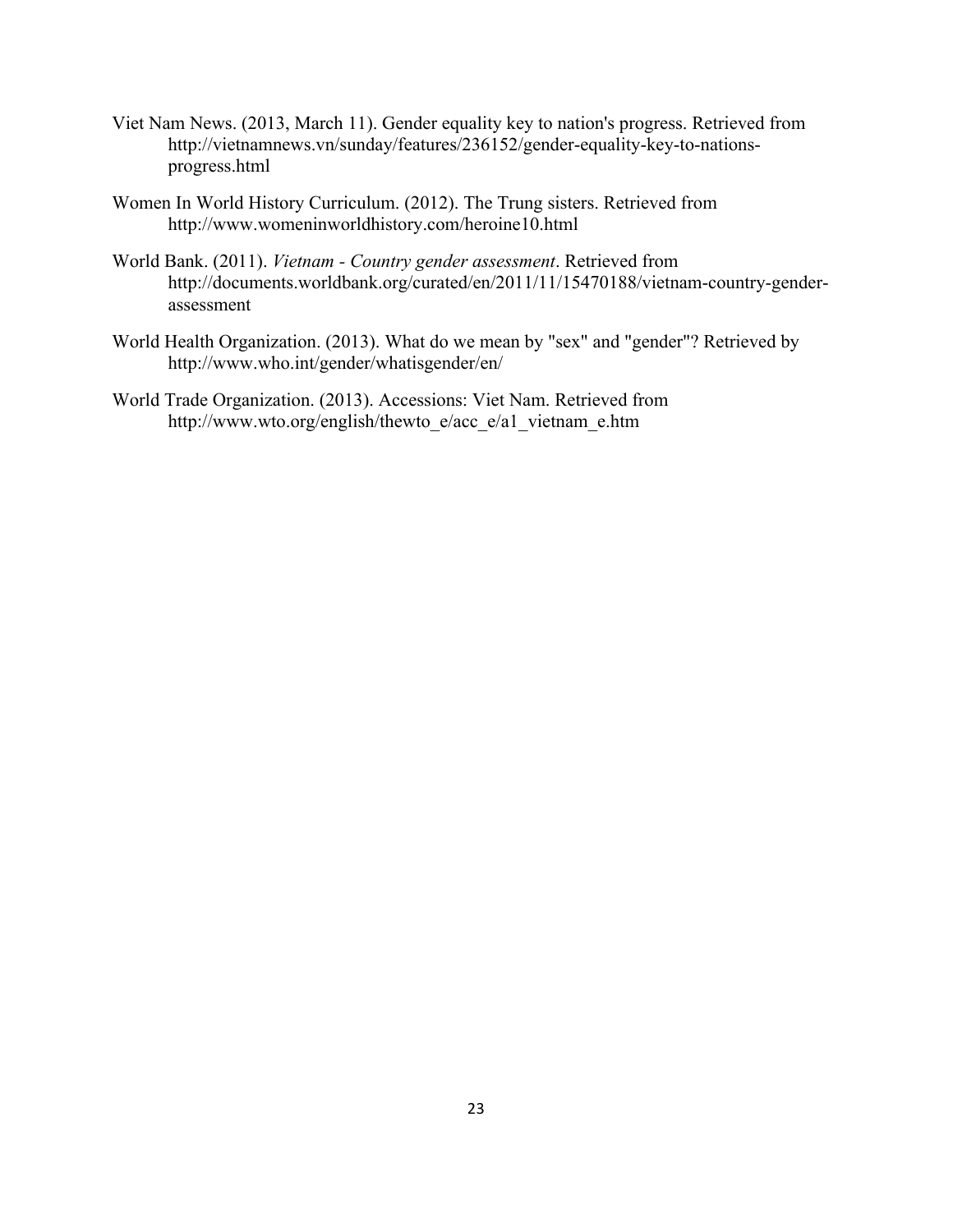Viet Nam News. (2013, March 11). Gender equality key to nation's progress. Retrieved from http://vietnamnews.vn/sunday/features/236152/gender-equality-key-to-nations-progress.html

Women In World History Curriculum. (2012). The Trung sisters. Retrieved from http://www.womeninworldhistory.com/heroine10.html

World Bank. (2011). *Vietnam - Country gender assessment*. Retrieved from http://documents.worldbank.org/curated/en/2011/11/15470188/vietnam-country-gender-assessment

World Health Organization. (2013). What do we mean by "sex" and "gender"? Retrieved by http://www.who.int/gender/whatisgender/en/

World Trade Organization. (2013). Accessions: Viet Nam. Retrieved from http://www.wto.org/english/thewto_e/acc_e/a1_vietnam_e.htm